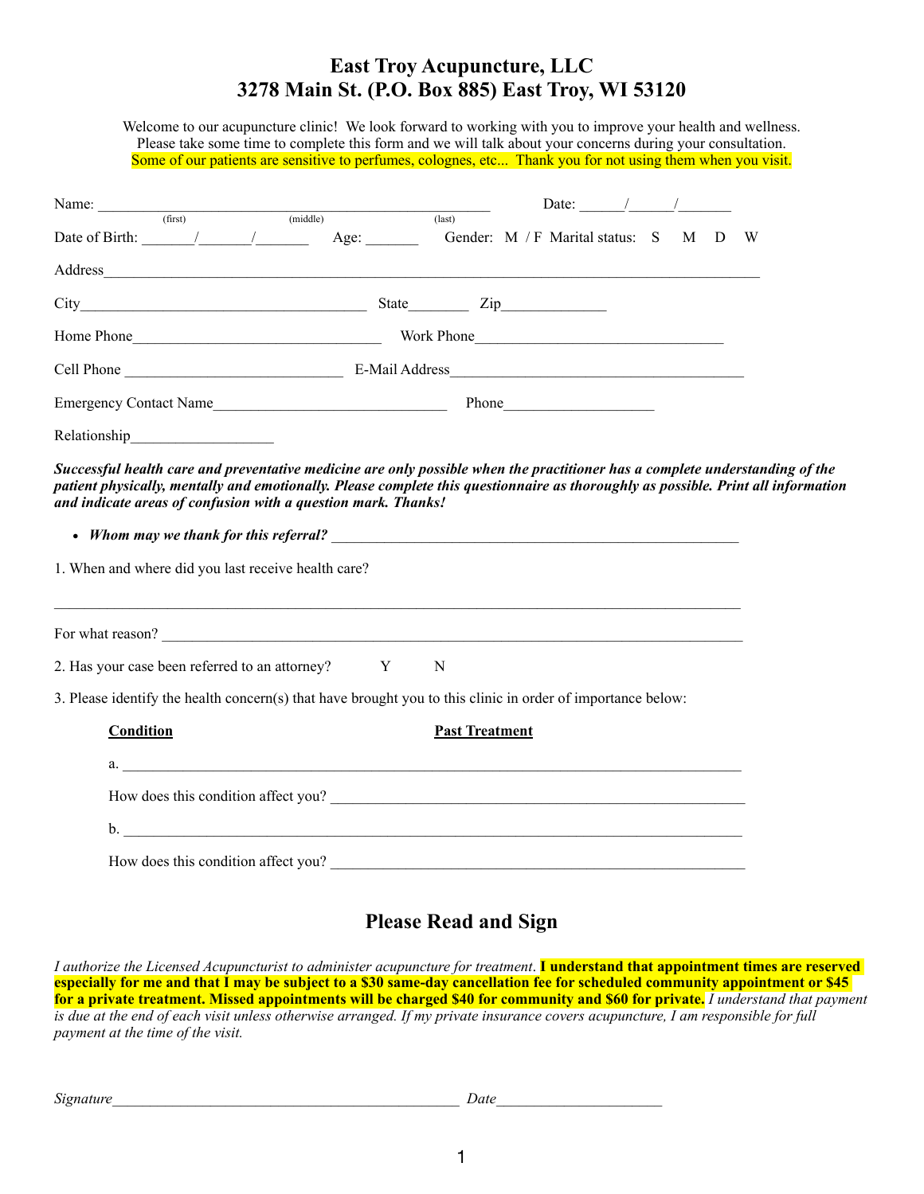# East Troy Acupuncture, LLC
# 3278 Main St. (P.O. Box 885) East Troy, WI 53120

Welcome to our acupuncture clinic! We look forward to working with you to improve your health and wellness. Please take some time to complete this form and we will talk about your concerns during your consultation. Some of our patients are sensitive to perfumes, colognes, etc... Thank you for not using them when you visit.

Name: ______________________________________________ Date: _____/_____/______
(first) (middle) (last)

Date of Birth: ______/______/______ Age: ______ Gender: M / F Marital status: S M D W

Address_______________________________________________________________________________

City____________________________________ State________ Zip_____________

Home Phone________________________________ Work Phone________________________________

Cell Phone ____________________________ E-Mail Address_______________________________________

Emergency Contact Name______________________________ Phone___________________

Relationship__________________

***Successful health care and preventative medicine are only possible when the practitioner has a complete understanding of the patient physically, mentally and emotionally. Please complete this questionnaire as thoroughly as possible. Print all information and indicate areas of confusion with a question mark. Thanks!***

- ***Whom may we thank for this referral?*** ____________________________________________________

1. When and where did you last receive health care?

_______________________________________________________________________________________

For what reason? _________________________________________________________________________

2. Has your case been referred to an attorney? Y N

3. Please identify the health concern(s) that have brought you to this clinic in order of importance below:

**Condition** **Past Treatment**

a. ___________________________________________________________________________

How does this condition affect you? _________________________________________________

b. ___________________________________________________________________________

How does this condition affect you? _________________________________________________

## Please Read and Sign

*I authorize the Licensed Acupuncturist to administer acupuncture for treatment.* **I understand that appointment times are reserved especially for me and that I may be subject to a $30 same-day cancellation fee for scheduled community appointment or $45 for a private treatment. Missed appointments will be charged $40 for community and $60 for private.** *I understand that payment is due at the end of each visit unless otherwise arranged. If my private insurance covers acupuncture, I am responsible for full payment at the time of the visit.*

*Signature*_____________________________________________ *Date*_____________________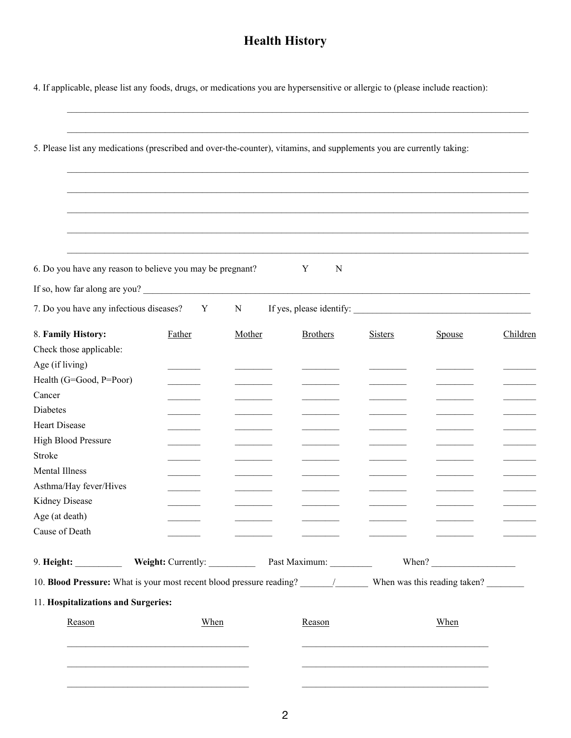# Health History

4. If applicable, please list any foods, drugs, or medications you are hypersensitive or allergic to (please include reaction):

______________________________________________________________________________________

______________________________________________________________________________________

5. Please list any medications (prescribed and over-the-counter), vitamins, and supplements you are currently taking:

______________________________________________________________________________________

______________________________________________________________________________________

______________________________________________________________________________________

______________________________________________________________________________________

______________________________________________________________________________________

6. Do you have any reason to believe you may be pregnant? Y N

If so, how far along are you? ______________________________________________________________

7. Do you have any infectious diseases? Y N If yes, please identify: ______________________________

8. **Family History:**

| Check those applicable: | Father | Mother | Brothers | Sisters | Spouse | Children |
|---|---|---|---|---|---|---|
| Age (if living) | _______ | _______ | _______ | _______ | _______ | _______ |
| Health (G=Good, P=Poor) | _______ | _______ | _______ | _______ | _______ | _______ |
| Cancer | _______ | _______ | _______ | _______ | _______ | _______ |
| Diabetes | _______ | _______ | _______ | _______ | _______ | _______ |
| Heart Disease | _______ | _______ | _______ | _______ | _______ | _______ |
| High Blood Pressure | _______ | _______ | _______ | _______ | _______ | _______ |
| Stroke | _______ | _______ | _______ | _______ | _______ | _______ |
| Mental Illness | _______ | _______ | _______ | _______ | _______ | _______ |
| Asthma/Hay fever/Hives | _______ | _______ | _______ | _______ | _______ | _______ |
| Kidney Disease | _______ | _______ | _______ | _______ | _______ | _______ |
| Age (at death) | _______ | _______ | _______ | _______ | _______ | _______ |
| Cause of Death | _______ | _______ | _______ | _______ | _______ | _______ |

9. **Height:** __________ **Weight:** Currently: __________ Past Maximum: _________ When? __________________

10. **Blood Pressure:** What is your most recent blood pressure reading? _______/_______ When was this reading taken? ________

11. **Hospitalizations and Surgeries:**

| Reason | When | Reason | When |
|---|---|---|---|
| | | | |
| | | | |
| | | | |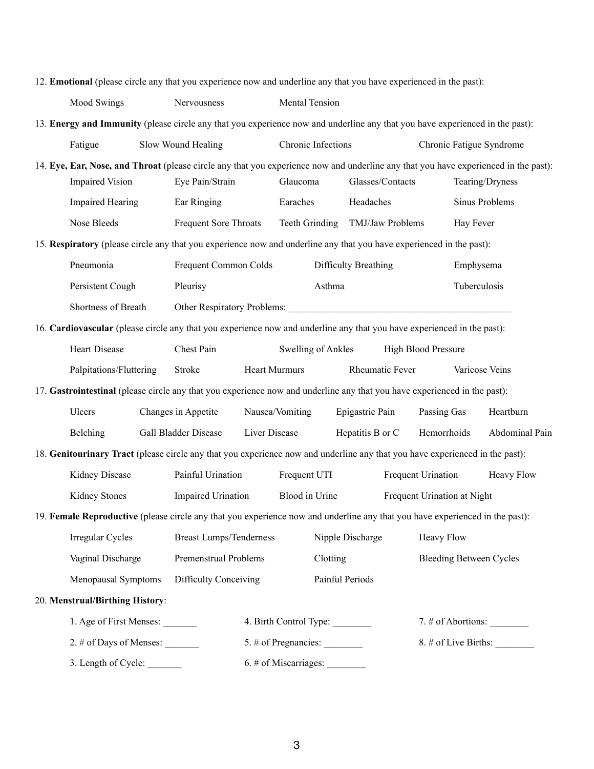12. **Emotional** (please circle any that you experience now and underline any that you have experienced in the past):

| | | |
|---|---|---|
| Mood Swings | Nervousness | Mental Tension |

13. **Energy and Immunity** (please circle any that you experience now and underline any that you have experienced in the past):

| | | | |
|---|---|---|---|
| Fatigue | Slow Wound Healing | Chronic Infections | Chronic Fatigue Syndrome |

14. **Eye, Ear, Nose, and Throat** (please circle any that you experience now and underline any that you have experienced in the past):

| | | | | |
|---|---|---|---|---|
| Impaired Vision | Eye Pain/Strain | Glaucoma | Glasses/Contacts | Tearing/Dryness |
| Impaired Hearing | Ear Ringing | Earaches | Headaches | Sinus Problems |
| Nose Bleeds | Frequent Sore Throats | Teeth Grinding | TMJ/Jaw Problems | Hay Fever |

15. **Respiratory** (please circle any that you experience now and underline any that you have experienced in the past):

| | | | |
|---|---|---|---|
| Pneumonia | Frequent Common Colds | Difficulty Breathing | Emphysema |
| Persistent Cough | Pleurisy | Asthma | Tuberculosis |

Shortness of Breath    Other Respiratory Problems: _______________________________________________

16. **Cardiovascular** (please circle any that you experience now and underline any that you have experienced in the past):

| | | | | |
|---|---|---|---|---|
| Heart Disease | Chest Pain | Swelling of Ankles | High Blood Pressure | |
| Palpitations/Fluttering | Stroke | Heart Murmurs | Rheumatic Fever | Varicose Veins |

17. **Gastrointestinal** (please circle any that you experience now and underline any that you have experienced in the past):

| | | | | | |
|---|---|---|---|---|---|
| Ulcers | Changes in Appetite | Nausea/Vomiting | Epigastric Pain | Passing Gas | Heartburn |
| Belching | Gall Bladder Disease | Liver Disease | Hepatitis B or C | Hemorrhoids | Abdominal Pain |

18. **Genitourinary Tract** (please circle any that you experience now and underline any that you have experienced in the past):

| | | | | |
|---|---|---|---|---|
| Kidney Disease | Painful Urination | Frequent UTI | Frequent Urination | Heavy Flow |
| Kidney Stones | Impaired Urination | Blood in Urine | Frequent Urination at Night | |

19. **Female Reproductive** (please circle any that you experience now and underline any that you have experienced in the past):

| | | | |
|---|---|---|---|
| Irregular Cycles | Breast Lumps/Tenderness | Nipple Discharge | Heavy Flow |
| Vaginal Discharge | Premenstrual Problems | Clotting | Bleeding Between Cycles |
| Menopausal Symptoms | Difficulty Conceiving | Painful Periods | |

20. **Menstrual/Birthing History**:

| | | |
|---|---|---|
| 1. Age of First Menses: _______ | 4. Birth Control Type: ________ | 7. # of Abortions: ________ |
| 2. # of Days of Menses: _______ | 5. # of Pregnancies: ________ | 8. # of Live Births: ________ |
| 3. Length of Cycle: _______ | 6. # of Miscarriages: ________ | |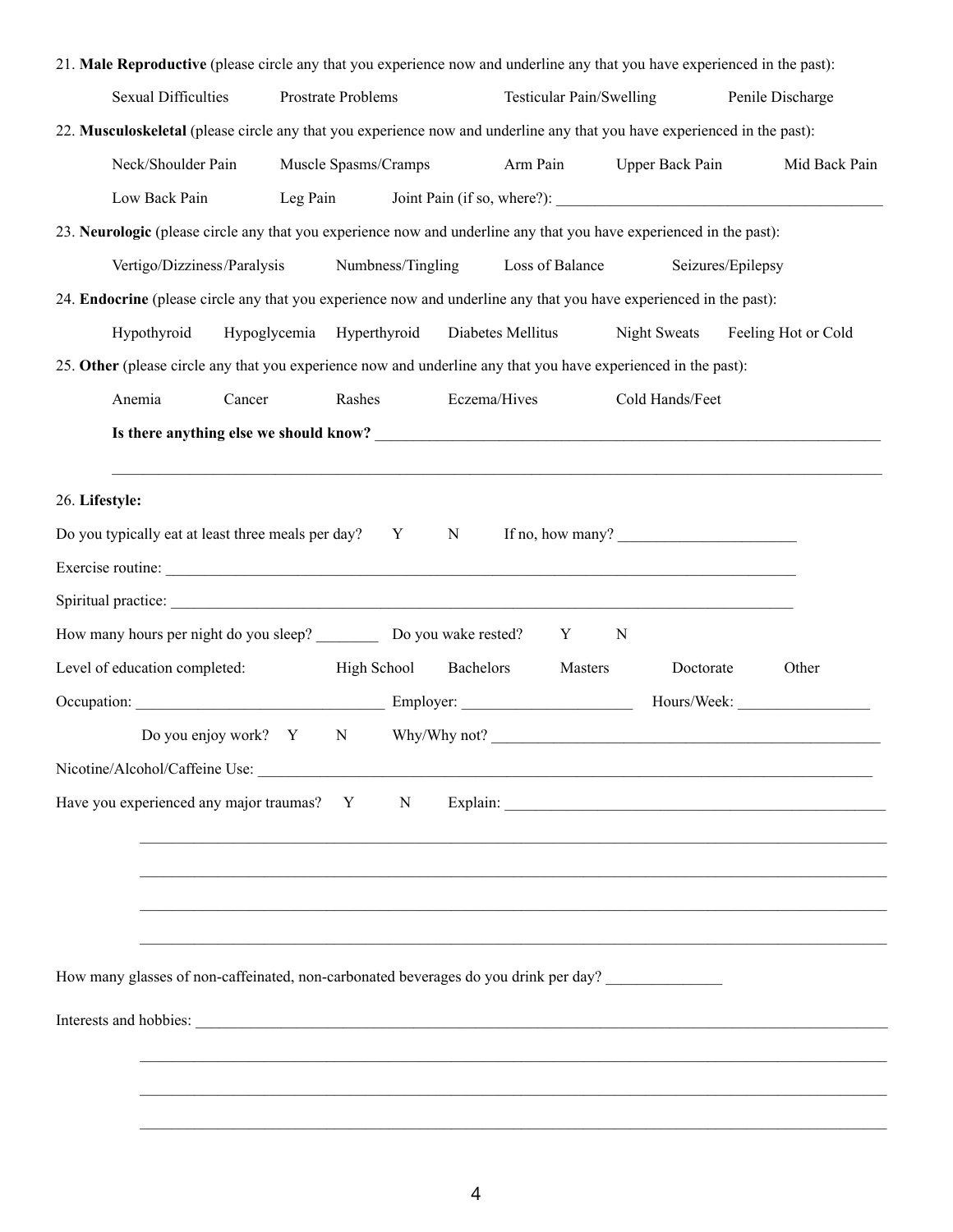21. **Male Reproductive** (please circle any that you experience now and underline any that you have experienced in the past):

Sexual Difficulties　　Prostrate Problems　　Testicular Pain/Swelling　　Penile Discharge

22. **Musculoskeletal** (please circle any that you experience now and underline any that you have experienced in the past):

Neck/Shoulder Pain　　Muscle Spasms/Cramps　　Arm Pain　　Upper Back Pain　　Mid Back Pain

Low Back Pain　　Leg Pain　　Joint Pain (if so, where?): ___________________________________________

23. **Neurologic** (please circle any that you experience now and underline any that you have experienced in the past):

Vertigo/Dizziness/Paralysis　　Numbness/Tingling　　Loss of Balance　　Seizures/Epilepsy

24. **Endocrine** (please circle any that you experience now and underline any that you have experienced in the past):

Hypothyroid　　Hypoglycemia　　Hyperthyroid　　Diabetes Mellitus　　Night Sweats　　Feeling Hot or Cold

25. **Other** (please circle any that you experience now and underline any that you have experienced in the past):

Anemia　　Cancer　　Rashes　　Eczema/Hives　　Cold Hands/Feet

**Is there anything else we should know?** ___________________________________________________________________

_____________________________________________________________________________________________

26. **Lifestyle:**

Do you typically eat at least three meals per day?　Y　N　If no, how many? _______________________

Exercise routine: ___________________________________________________________________________

Spiritual practice: __________________________________________________________________________

How many hours per night do you sleep? ________　Do you wake rested?　Y　N

Level of education completed:　High School　Bachelors　Masters　Doctorate　Other

Occupation: _______________________________ Employer: _____________________ Hours/Week: _________________

Do you enjoy work?　Y　N　Why/Why not? ___________________________________________________

Nicotine/Alcohol/Caffeine Use: ______________________________________________________________

Have you experienced any major traumas?　Y　N　Explain: ___________________________________________________

_____________________________________________________________________________________________

_____________________________________________________________________________________________

_____________________________________________________________________________________________

_____________________________________________________________________________________________

How many glasses of non-caffeinated, non-carbonated beverages do you drink per day? _______________

Interests and hobbies: ______________________________________________________________________

_____________________________________________________________________________________________

_____________________________________________________________________________________________

_____________________________________________________________________________________________